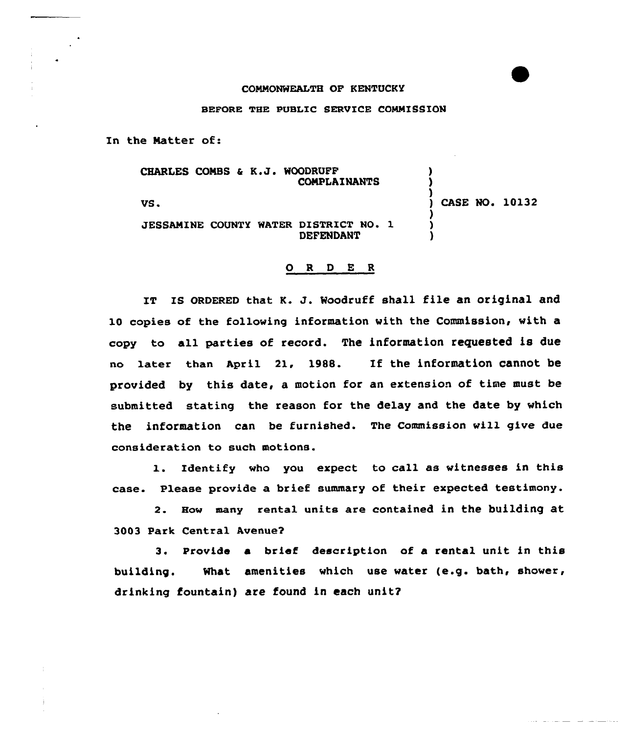COMMONWEALTH OF KENTUCKY

BEFORE THE PUBLIC SERVICE COMMISSION

In the Matter of:

| | | |
|---|---|---|
| CHARLES COMBS & K.J. WOODRUFF COMPLAINANTS | ) | |
| VS. | ) | CASE NO. 10132 |
| JESSAMINE COUNTY WATER DISTRICT NO. 1 DEFENDANT | ) | |

**O R D E R**

IT IS ORDERED that K. J. Woodruff shall file an original and 10 copies of the following information with the Commission, with a copy to all parties of record. The information requested is due no later than April 21, 1988. If the information cannot be provided by this date, a motion for an extension of time must be submitted stating the reason for the delay and the date by which the information can be furnished. The Commission will give due consideration to such motions.

1. Identify who you expect to call as witnesses in this case. Please provide a brief summary of their expected testimony.

2. How many rental units are contained in the building at 3003 Park Central Avenue?

3. Provide a brief description of a rental unit in this building. What amenities which use water (e.g. bath, shower, drinking fountain) are found in each unit?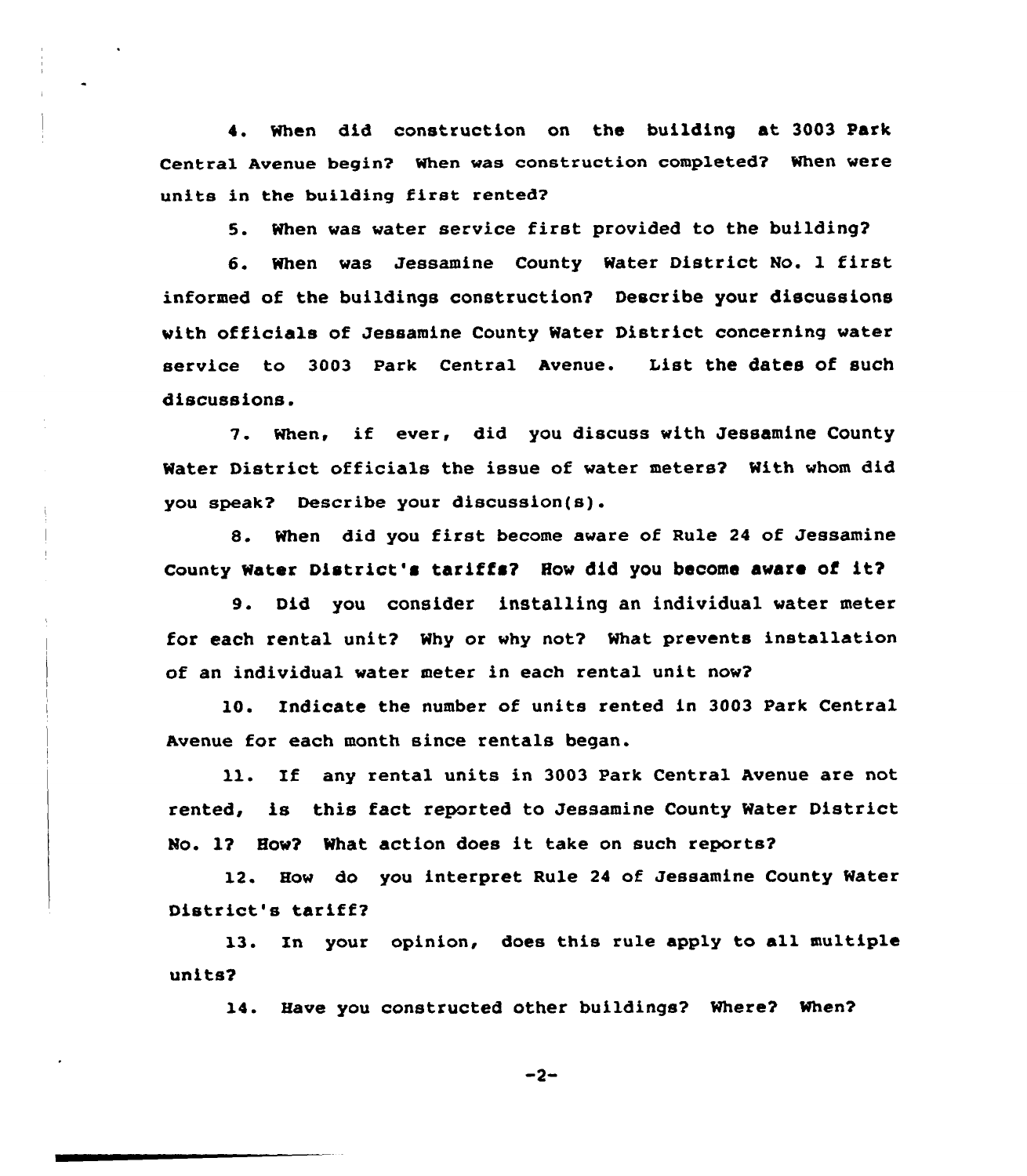4. When did construction on the building at 3003 Park Central Avenue begin? When was construction completed? When were units in the building first rented?

5. When was water service first provided to the building?

6. When was Jessamine County Water District No. 1 first informed of the buildings construction? Describe your discussions with officials of Jessamine County Water District concerning water service to 3003 Park Central Avenue. List the dates of such discussions.

7. When, if ever, did you discuss with Jessamine County Water District officials the issue of water meters? With whom did you speak? Describe your discussion(s).

8. When did you first become aware of Rule 24 of Jessamine County Water District's tariffs? How did you become aware of it?

9. Did you consider installing an individual water meter for each rental unit? Why or why not? What prevents installation of an individual water meter in each rental unit now?

10. Indicate the number of units rented in 3003 Park Central Avenue for each month since rentals began.

11. If any rental units in 3003 Park Central Avenue are not rented, is this fact reported to Jessamine County Water District No. 1? How? What action does it take on such reports?

12. How do you interpret Rule 24 of Jessamine County Water District's tariff?

13. In your opinion, does this rule apply to all multiple units?

14. Have you constructed other buildings? Where? When?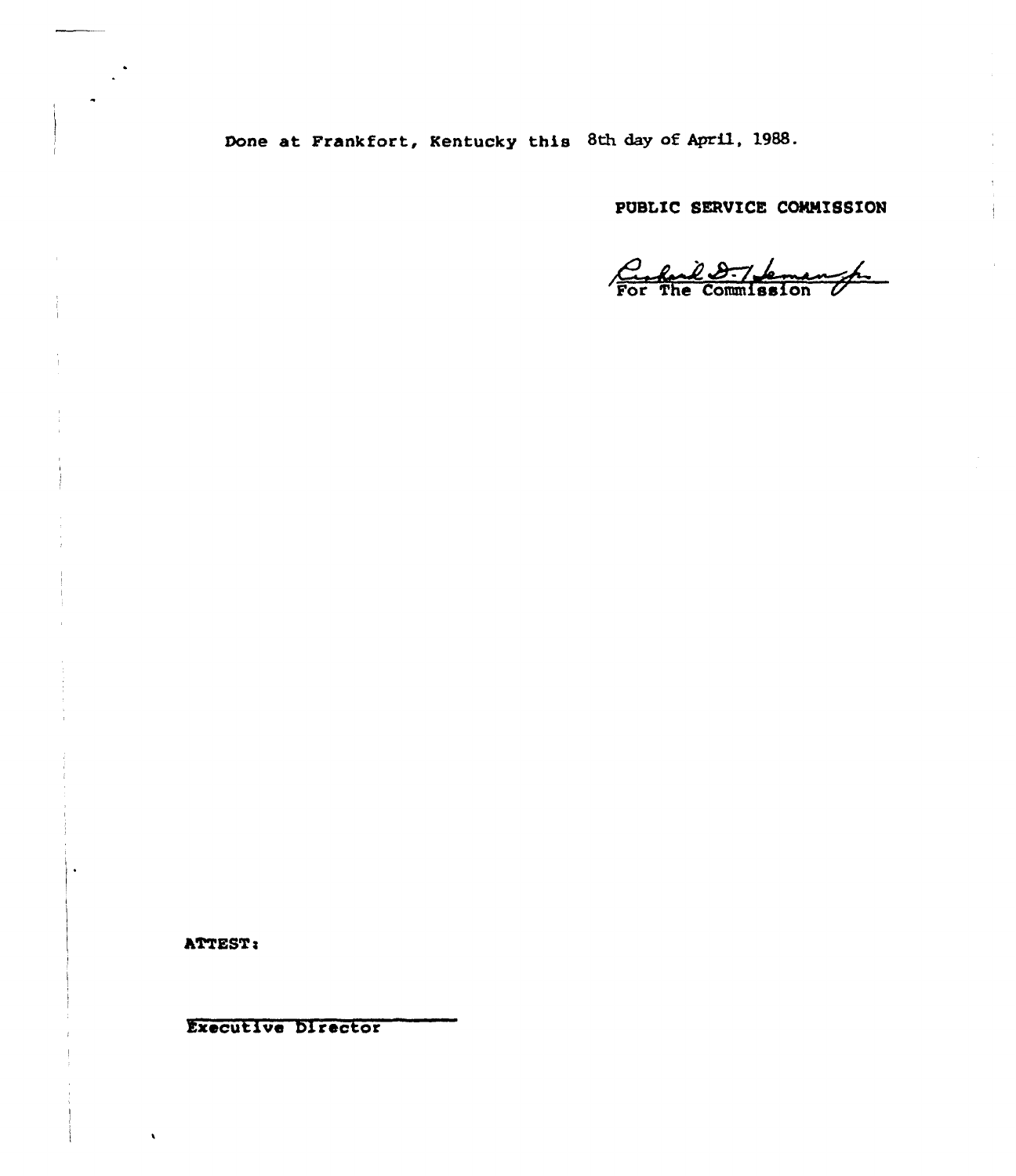Done at Frankfort, Kentucky this 8th day of April, 1988.

PUBLIC SERVICE COMMISSION

For The Commission

ATTEST:

Executive Director